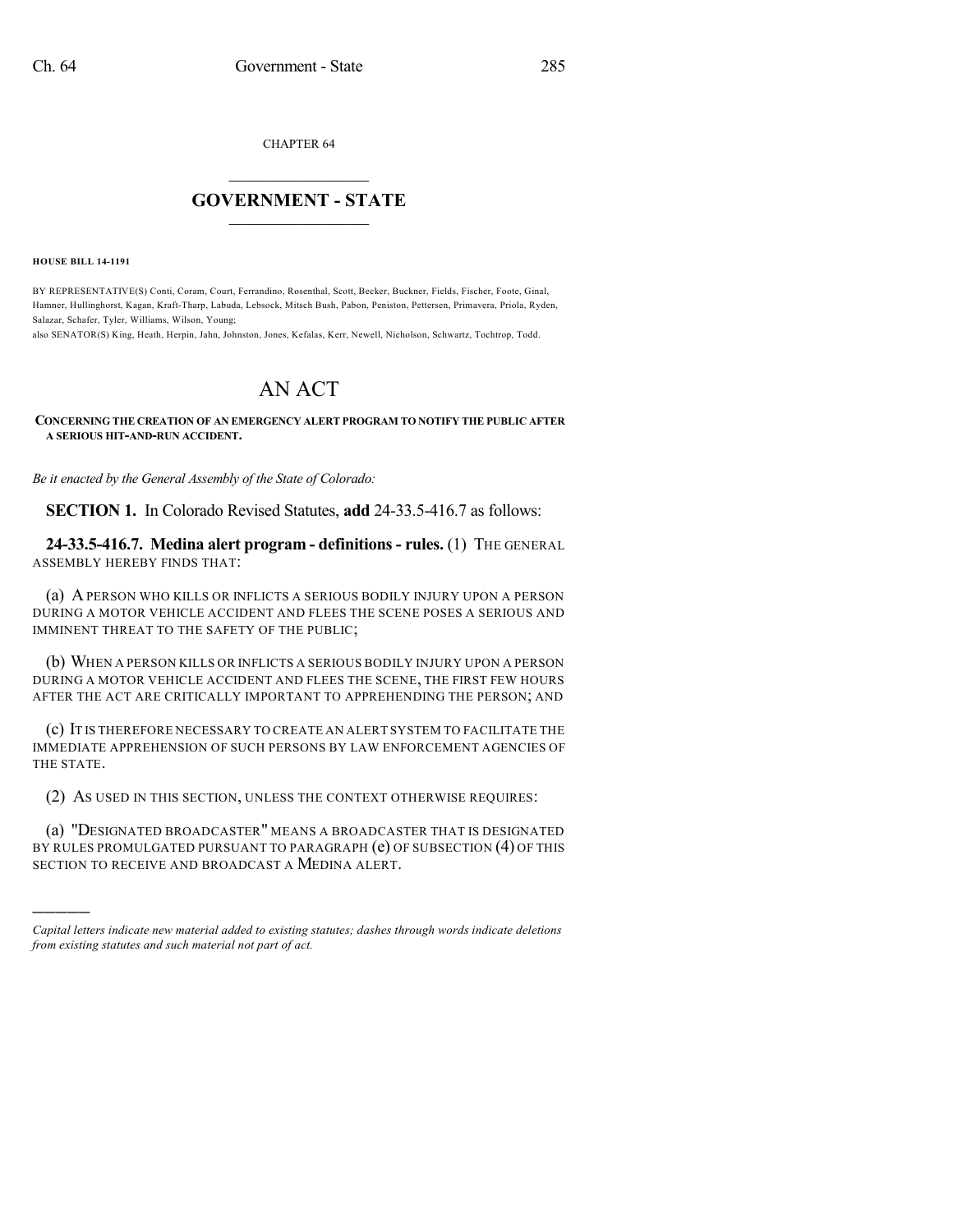CHAPTER 64

# GOVERNMENT - STATE

**HOUSE BILL 14-1191**

BY REPRESENTATIVE(S) Conti, Coram, Court, Ferrandino, Rosenthal, Scott, Becker, Buckner, Fields, Fischer, Foote, Ginal, Hamner, Hullinghorst, Kagan, Kraft-Tharp, Labuda, Lebsock, Mitsch Bush, Pabon, Peniston, Pettersen, Primavera, Priola, Ryden, Salazar, Schafer, Tyler, Williams, Wilson, Young;
also SENATOR(S) King, Heath, Herpin, Jahn, Johnston, Jones, Kefalas, Kerr, Newell, Nicholson, Schwartz, Tochtrop, Todd.

# AN ACT

**CONCERNING THE CREATION OF AN EMERGENCY ALERT PROGRAM TO NOTIFY THE PUBLIC AFTER A SERIOUS HIT-AND-RUN ACCIDENT.**

*Be it enacted by the General Assembly of the State of Colorado:*

**SECTION 1.** In Colorado Revised Statutes, **add** 24-33.5-416.7 as follows:

**24-33.5-416.7. Medina alert program - definitions - rules.** (1) THE GENERAL ASSEMBLY HEREBY FINDS THAT:

(a) A PERSON WHO KILLS OR INFLICTS A SERIOUS BODILY INJURY UPON A PERSON DURING A MOTOR VEHICLE ACCIDENT AND FLEES THE SCENE POSES A SERIOUS AND IMMINENT THREAT TO THE SAFETY OF THE PUBLIC;

(b) WHEN A PERSON KILLS OR INFLICTS A SERIOUS BODILY INJURY UPON A PERSON DURING A MOTOR VEHICLE ACCIDENT AND FLEES THE SCENE, THE FIRST FEW HOURS AFTER THE ACT ARE CRITICALLY IMPORTANT TO APPREHENDING THE PERSON; AND

(c) IT IS THEREFORE NECESSARY TO CREATE AN ALERT SYSTEM TO FACILITATE THE IMMEDIATE APPREHENSION OF SUCH PERSONS BY LAW ENFORCEMENT AGENCIES OF THE STATE.

(2) AS USED IN THIS SECTION, UNLESS THE CONTEXT OTHERWISE REQUIRES:

(a) "DESIGNATED BROADCASTER" MEANS A BROADCASTER THAT IS DESIGNATED BY RULES PROMULGATED PURSUANT TO PARAGRAPH (e) OF SUBSECTION (4) OF THIS SECTION TO RECEIVE AND BROADCAST A MEDINA ALERT.

---

*Capital letters indicate new material added to existing statutes; dashes through words indicate deletions from existing statutes and such material not part of act.*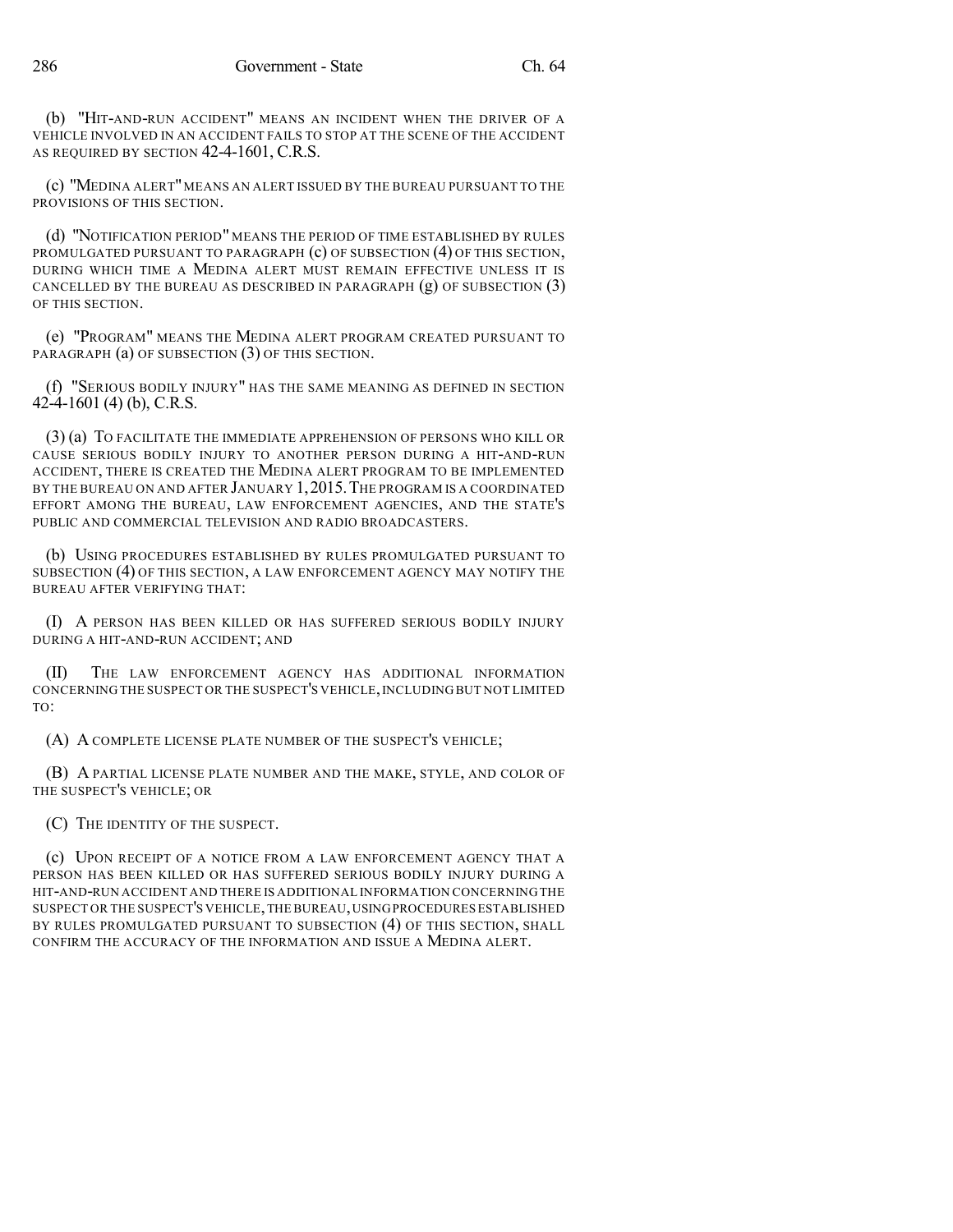(b) "HIT-AND-RUN ACCIDENT" MEANS AN INCIDENT WHEN THE DRIVER OF A VEHICLE INVOLVED IN AN ACCIDENT FAILS TO STOP AT THE SCENE OF THE ACCIDENT AS REQUIRED BY SECTION 42-4-1601, C.R.S.

(c) "MEDINA ALERT" MEANS AN ALERT ISSUED BY THE BUREAU PURSUANT TO THE PROVISIONS OF THIS SECTION.

(d) "NOTIFICATION PERIOD" MEANS THE PERIOD OF TIME ESTABLISHED BY RULES PROMULGATED PURSUANT TO PARAGRAPH (c) OF SUBSECTION (4) OF THIS SECTION, DURING WHICH TIME A MEDINA ALERT MUST REMAIN EFFECTIVE UNLESS IT IS CANCELLED BY THE BUREAU AS DESCRIBED IN PARAGRAPH (g) OF SUBSECTION (3) OF THIS SECTION.

(e) "PROGRAM" MEANS THE MEDINA ALERT PROGRAM CREATED PURSUANT TO PARAGRAPH (a) OF SUBSECTION (3) OF THIS SECTION.

(f) "SERIOUS BODILY INJURY" HAS THE SAME MEANING AS DEFINED IN SECTION 42-4-1601 (4) (b), C.R.S.

(3) (a) TO FACILITATE THE IMMEDIATE APPREHENSION OF PERSONS WHO KILL OR CAUSE SERIOUS BODILY INJURY TO ANOTHER PERSON DURING A HIT-AND-RUN ACCIDENT, THERE IS CREATED THE MEDINA ALERT PROGRAM TO BE IMPLEMENTED BY THE BUREAU ON AND AFTER JANUARY 1, 2015. THE PROGRAM IS A COORDINATED EFFORT AMONG THE BUREAU, LAW ENFORCEMENT AGENCIES, AND THE STATE'S PUBLIC AND COMMERCIAL TELEVISION AND RADIO BROADCASTERS.

(b) USING PROCEDURES ESTABLISHED BY RULES PROMULGATED PURSUANT TO SUBSECTION (4) OF THIS SECTION, A LAW ENFORCEMENT AGENCY MAY NOTIFY THE BUREAU AFTER VERIFYING THAT:

(I) A PERSON HAS BEEN KILLED OR HAS SUFFERED SERIOUS BODILY INJURY DURING A HIT-AND-RUN ACCIDENT; AND

(II) THE LAW ENFORCEMENT AGENCY HAS ADDITIONAL INFORMATION CONCERNING THE SUSPECT OR THE SUSPECT'S VEHICLE, INCLUDING BUT NOT LIMITED TO:

(A) A COMPLETE LICENSE PLATE NUMBER OF THE SUSPECT'S VEHICLE;

(B) A PARTIAL LICENSE PLATE NUMBER AND THE MAKE, STYLE, AND COLOR OF THE SUSPECT'S VEHICLE; OR

(C) THE IDENTITY OF THE SUSPECT.

(c) UPON RECEIPT OF A NOTICE FROM A LAW ENFORCEMENT AGENCY THAT A PERSON HAS BEEN KILLED OR HAS SUFFERED SERIOUS BODILY INJURY DURING A HIT-AND-RUN ACCIDENT AND THERE IS ADDITIONAL INFORMATION CONCERNING THE SUSPECT OR THE SUSPECT'S VEHICLE, THE BUREAU, USING PROCEDURES ESTABLISHED BY RULES PROMULGATED PURSUANT TO SUBSECTION (4) OF THIS SECTION, SHALL CONFIRM THE ACCURACY OF THE INFORMATION AND ISSUE A MEDINA ALERT.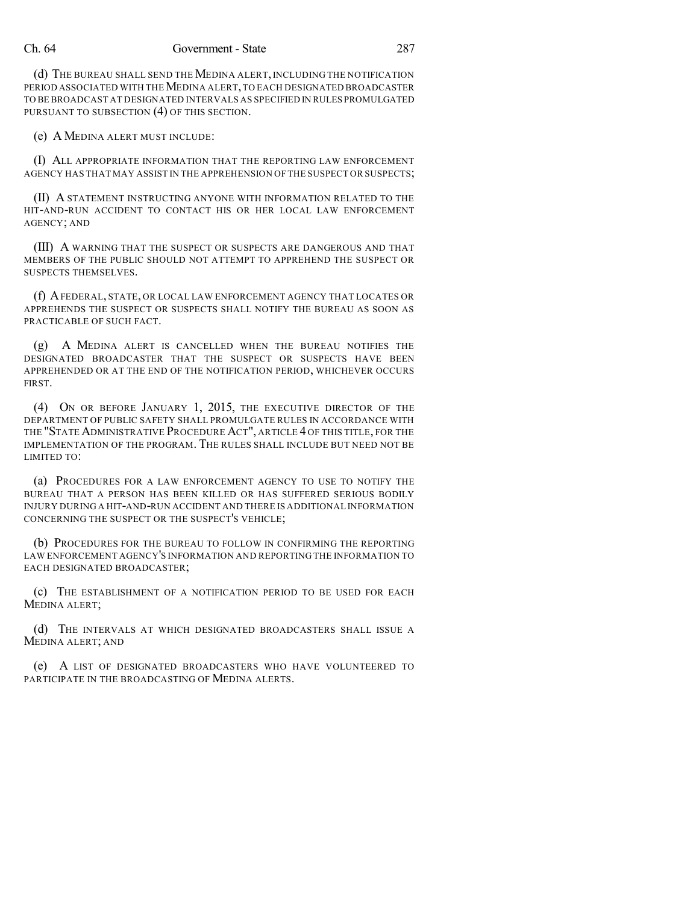(d) THE BUREAU SHALL SEND THE MEDINA ALERT, INCLUDING THE NOTIFICATION PERIOD ASSOCIATED WITH THE MEDINA ALERT, TO EACH DESIGNATED BROADCASTER TO BE BROADCAST AT DESIGNATED INTERVALS AS SPECIFIED IN RULES PROMULGATED PURSUANT TO SUBSECTION (4) OF THIS SECTION.

(e) A MEDINA ALERT MUST INCLUDE:

(I) ALL APPROPRIATE INFORMATION THAT THE REPORTING LAW ENFORCEMENT AGENCY HAS THAT MAY ASSIST IN THE APPREHENSION OF THE SUSPECT OR SUSPECTS;

(II) A STATEMENT INSTRUCTING ANYONE WITH INFORMATION RELATED TO THE HIT-AND-RUN ACCIDENT TO CONTACT HIS OR HER LOCAL LAW ENFORCEMENT AGENCY; AND

(III) A WARNING THAT THE SUSPECT OR SUSPECTS ARE DANGEROUS AND THAT MEMBERS OF THE PUBLIC SHOULD NOT ATTEMPT TO APPREHEND THE SUSPECT OR SUSPECTS THEMSELVES.

(f) A FEDERAL, STATE, OR LOCAL LAW ENFORCEMENT AGENCY THAT LOCATES OR APPREHENDS THE SUSPECT OR SUSPECTS SHALL NOTIFY THE BUREAU AS SOON AS PRACTICABLE OF SUCH FACT.

(g) A MEDINA ALERT IS CANCELLED WHEN THE BUREAU NOTIFIES THE DESIGNATED BROADCASTER THAT THE SUSPECT OR SUSPECTS HAVE BEEN APPREHENDED OR AT THE END OF THE NOTIFICATION PERIOD, WHICHEVER OCCURS FIRST.

(4) ON OR BEFORE JANUARY 1, 2015, THE EXECUTIVE DIRECTOR OF THE DEPARTMENT OF PUBLIC SAFETY SHALL PROMULGATE RULES IN ACCORDANCE WITH THE "STATE ADMINISTRATIVE PROCEDURE ACT", ARTICLE 4 OF THIS TITLE, FOR THE IMPLEMENTATION OF THE PROGRAM. THE RULES SHALL INCLUDE BUT NEED NOT BE LIMITED TO:

(a) PROCEDURES FOR A LAW ENFORCEMENT AGENCY TO USE TO NOTIFY THE BUREAU THAT A PERSON HAS BEEN KILLED OR HAS SUFFERED SERIOUS BODILY INJURY DURING A HIT-AND-RUN ACCIDENT AND THERE IS ADDITIONAL INFORMATION CONCERNING THE SUSPECT OR THE SUSPECT'S VEHICLE;

(b) PROCEDURES FOR THE BUREAU TO FOLLOW IN CONFIRMING THE REPORTING LAW ENFORCEMENT AGENCY'S INFORMATION AND REPORTING THE INFORMATION TO EACH DESIGNATED BROADCASTER;

(c) THE ESTABLISHMENT OF A NOTIFICATION PERIOD TO BE USED FOR EACH MEDINA ALERT;

(d) THE INTERVALS AT WHICH DESIGNATED BROADCASTERS SHALL ISSUE A MEDINA ALERT; AND

(e) A LIST OF DESIGNATED BROADCASTERS WHO HAVE VOLUNTEERED TO PARTICIPATE IN THE BROADCASTING OF MEDINA ALERTS.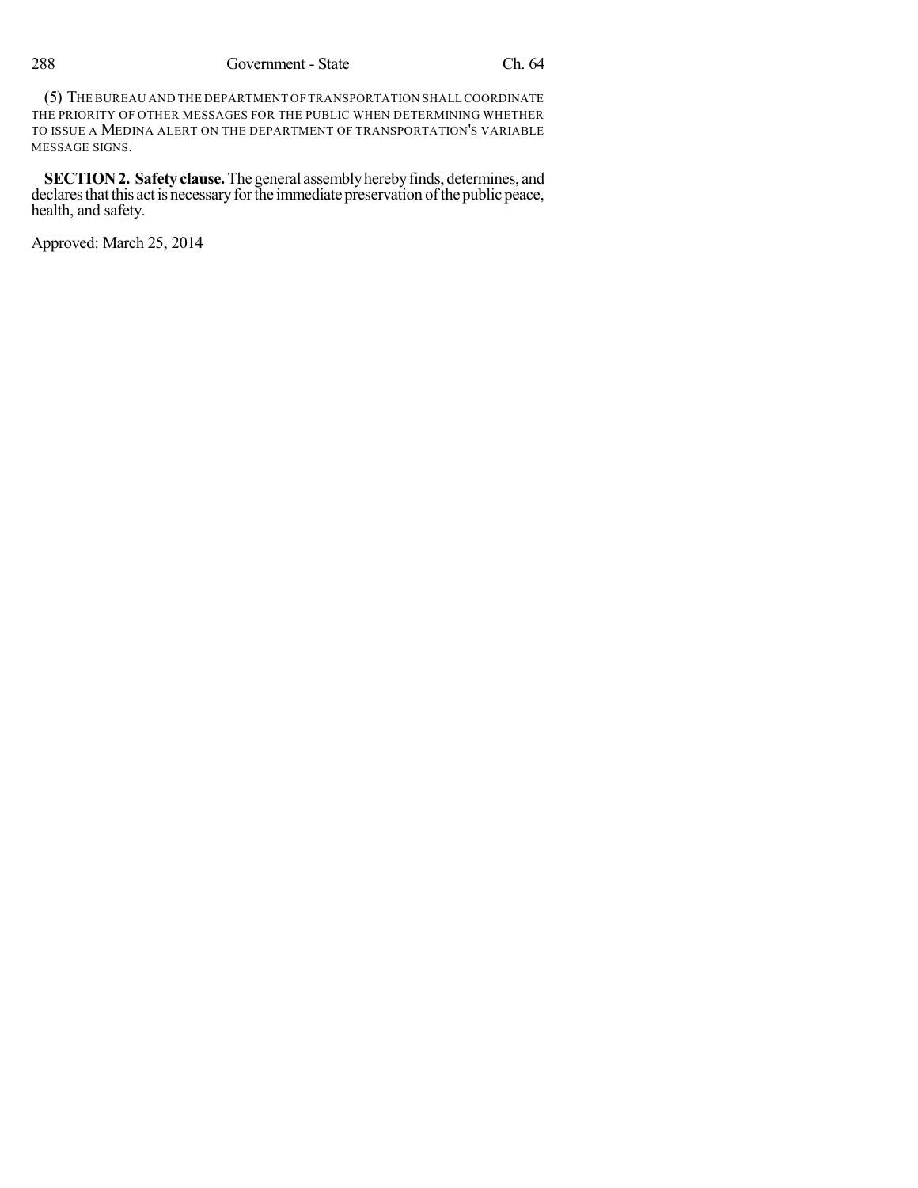(5) THE BUREAU AND THE DEPARTMENT OF TRANSPORTATION SHALL COORDINATE THE PRIORITY OF OTHER MESSAGES FOR THE PUBLIC WHEN DETERMINING WHETHER TO ISSUE A MEDINA ALERT ON THE DEPARTMENT OF TRANSPORTATION'S VARIABLE MESSAGE SIGNS.

**SECTION 2. Safety clause.** The general assembly hereby finds, determines, and declares that this act is necessary for the immediate preservation of the public peace, health, and safety.

Approved: March 25, 2014